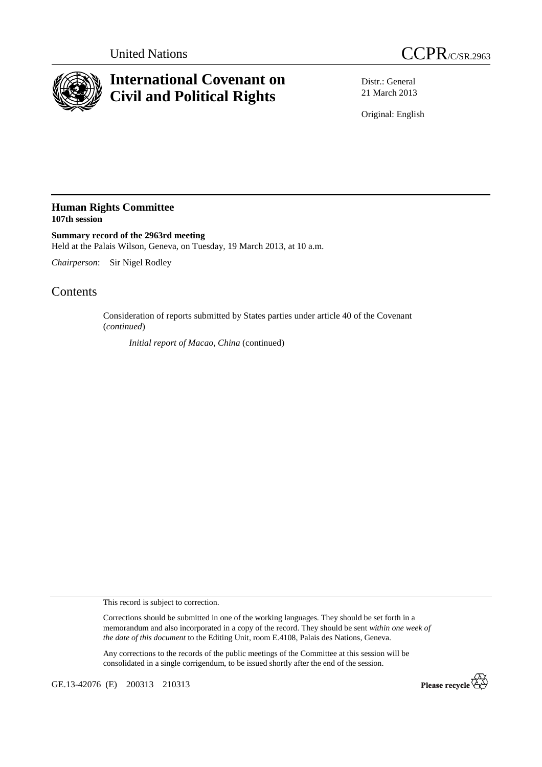United Nations

# CCPR/C/SR.2963

# International Covenant on Civil and Political Rights

Distr.: General
21 March 2013

Original: English

## Human Rights Committee
**107th session**

**Summary record of the 2963rd meeting**
Held at the Palais Wilson, Geneva, on Tuesday, 19 March 2013, at 10 a.m.

*Chairperson*: Sir Nigel Rodley

## Contents

Consideration of reports submitted by States parties under article 40 of the Covenant (*continued*)

*Initial report of Macao, China* (continued)

This record is subject to correction.

Corrections should be submitted in one of the working languages. They should be set forth in a memorandum and also incorporated in a copy of the record. They should be sent *within one week of the date of this document* to the Editing Unit, room E.4108, Palais des Nations, Geneva.

Any corrections to the records of the public meetings of the Committee at this session will be consolidated in a single corrigendum, to be issued shortly after the end of the session.

GE.13-42076 (E) 200313 210313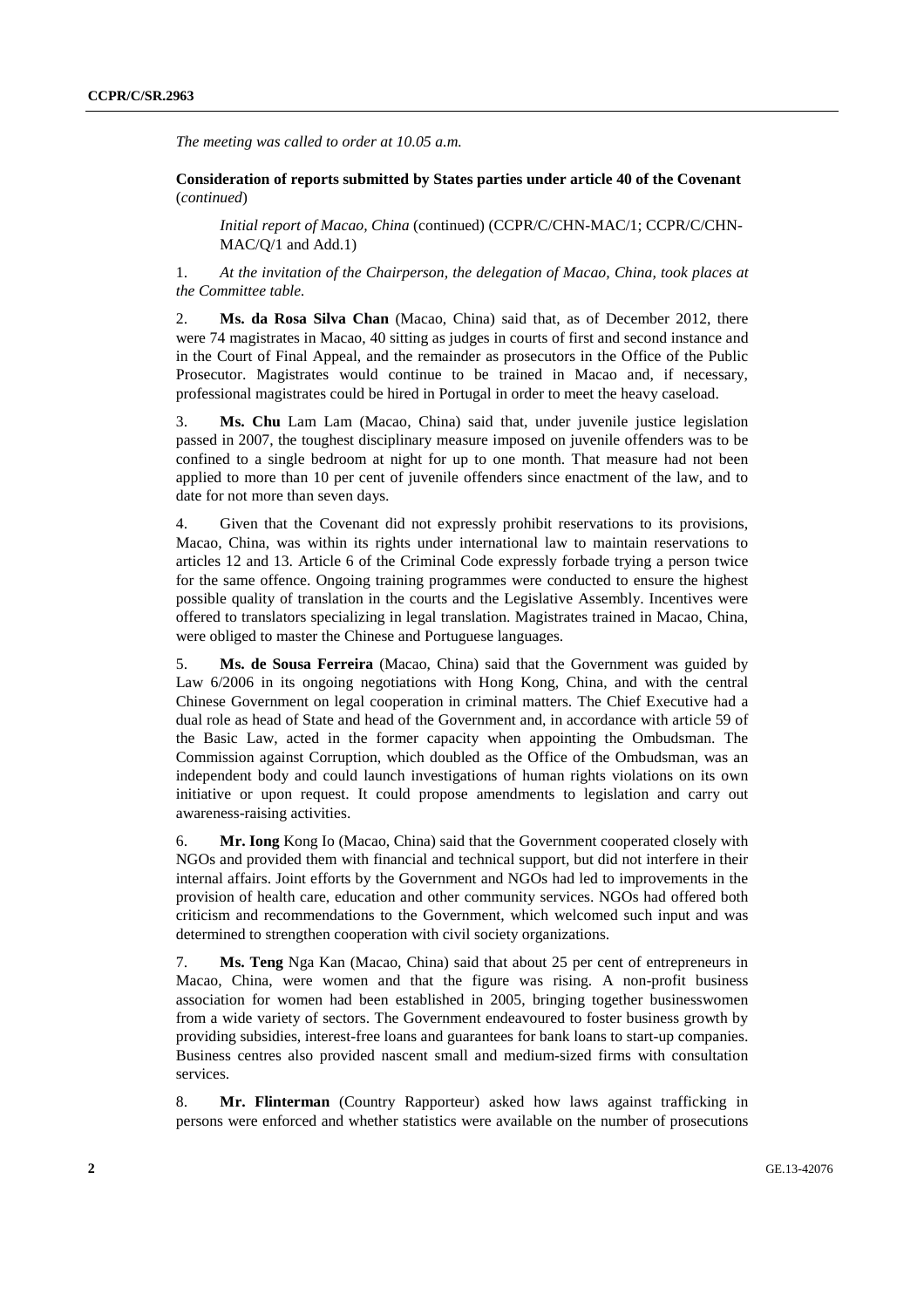*The meeting was called to order at 10.05 a.m.*

**Consideration of reports submitted by States parties under article 40 of the Covenant** (*continued*)

*Initial report of Macao, China* (continued) (CCPR/C/CHN-MAC/1; CCPR/C/CHN-MAC/Q/1 and Add.1)

1. *At the invitation of the Chairperson, the delegation of Macao, China, took places at the Committee table.*

2. **Ms. da Rosa Silva Chan** (Macao, China) said that, as of December 2012, there were 74 magistrates in Macao, 40 sitting as judges in courts of first and second instance and in the Court of Final Appeal, and the remainder as prosecutors in the Office of the Public Prosecutor. Magistrates would continue to be trained in Macao and, if necessary, professional magistrates could be hired in Portugal in order to meet the heavy caseload.

3. **Ms. Chu** Lam Lam (Macao, China) said that, under juvenile justice legislation passed in 2007, the toughest disciplinary measure imposed on juvenile offenders was to be confined to a single bedroom at night for up to one month. That measure had not been applied to more than 10 per cent of juvenile offenders since enactment of the law, and to date for not more than seven days.

4. Given that the Covenant did not expressly prohibit reservations to its provisions, Macao, China, was within its rights under international law to maintain reservations to articles 12 and 13. Article 6 of the Criminal Code expressly forbade trying a person twice for the same offence. Ongoing training programmes were conducted to ensure the highest possible quality of translation in the courts and the Legislative Assembly. Incentives were offered to translators specializing in legal translation. Magistrates trained in Macao, China, were obliged to master the Chinese and Portuguese languages.

5. **Ms. de Sousa Ferreira** (Macao, China) said that the Government was guided by Law 6/2006 in its ongoing negotiations with Hong Kong, China, and with the central Chinese Government on legal cooperation in criminal matters. The Chief Executive had a dual role as head of State and head of the Government and, in accordance with article 59 of the Basic Law, acted in the former capacity when appointing the Ombudsman. The Commission against Corruption, which doubled as the Office of the Ombudsman, was an independent body and could launch investigations of human rights violations on its own initiative or upon request. It could propose amendments to legislation and carry out awareness-raising activities.

6. **Mr. Iong** Kong Io (Macao, China) said that the Government cooperated closely with NGOs and provided them with financial and technical support, but did not interfere in their internal affairs. Joint efforts by the Government and NGOs had led to improvements in the provision of health care, education and other community services. NGOs had offered both criticism and recommendations to the Government, which welcomed such input and was determined to strengthen cooperation with civil society organizations.

7. **Ms. Teng** Nga Kan (Macao, China) said that about 25 per cent of entrepreneurs in Macao, China, were women and that the figure was rising. A non-profit business association for women had been established in 2005, bringing together businesswomen from a wide variety of sectors. The Government endeavoured to foster business growth by providing subsidies, interest-free loans and guarantees for bank loans to start-up companies. Business centres also provided nascent small and medium-sized firms with consultation services.

8. **Mr. Flinterman** (Country Rapporteur) asked how laws against trafficking in persons were enforced and whether statistics were available on the number of prosecutions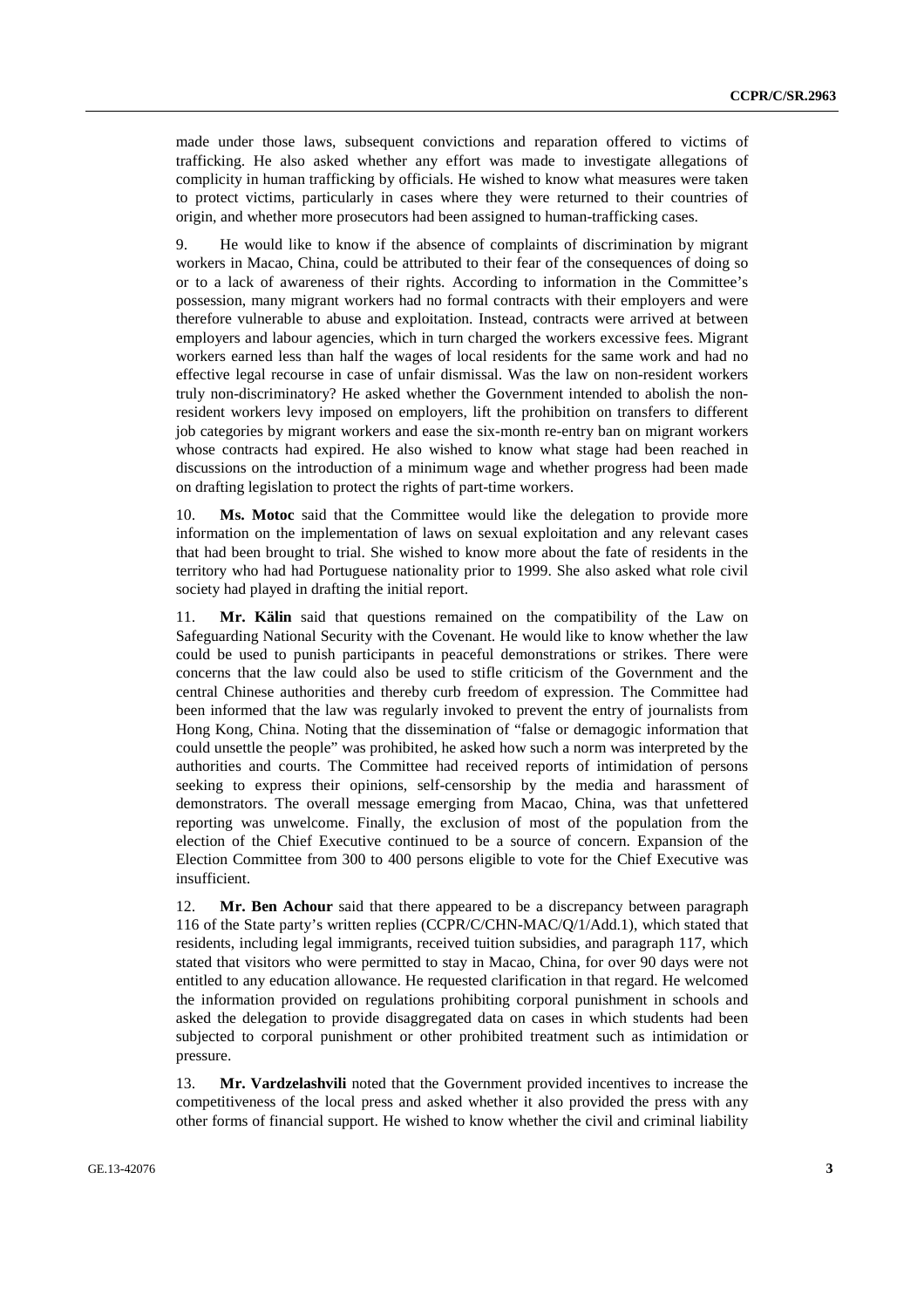made under those laws, subsequent convictions and reparation offered to victims of trafficking. He also asked whether any effort was made to investigate allegations of complicity in human trafficking by officials. He wished to know what measures were taken to protect victims, particularly in cases where they were returned to their countries of origin, and whether more prosecutors had been assigned to human-trafficking cases.

9. He would like to know if the absence of complaints of discrimination by migrant workers in Macao, China, could be attributed to their fear of the consequences of doing so or to a lack of awareness of their rights. According to information in the Committee's possession, many migrant workers had no formal contracts with their employers and were therefore vulnerable to abuse and exploitation. Instead, contracts were arrived at between employers and labour agencies, which in turn charged the workers excessive fees. Migrant workers earned less than half the wages of local residents for the same work and had no effective legal recourse in case of unfair dismissal. Was the law on non-resident workers truly non-discriminatory? He asked whether the Government intended to abolish the non-resident workers levy imposed on employers, lift the prohibition on transfers to different job categories by migrant workers and ease the six-month re-entry ban on migrant workers whose contracts had expired. He also wished to know what stage had been reached in discussions on the introduction of a minimum wage and whether progress had been made on drafting legislation to protect the rights of part-time workers.

10. **Ms. Motoc** said that the Committee would like the delegation to provide more information on the implementation of laws on sexual exploitation and any relevant cases that had been brought to trial. She wished to know more about the fate of residents in the territory who had had Portuguese nationality prior to 1999. She also asked what role civil society had played in drafting the initial report.

11. **Mr. Kälin** said that questions remained on the compatibility of the Law on Safeguarding National Security with the Covenant. He would like to know whether the law could be used to punish participants in peaceful demonstrations or strikes. There were concerns that the law could also be used to stifle criticism of the Government and the central Chinese authorities and thereby curb freedom of expression. The Committee had been informed that the law was regularly invoked to prevent the entry of journalists from Hong Kong, China. Noting that the dissemination of "false or demagogic information that could unsettle the people" was prohibited, he asked how such a norm was interpreted by the authorities and courts. The Committee had received reports of intimidation of persons seeking to express their opinions, self-censorship by the media and harassment of demonstrators. The overall message emerging from Macao, China, was that unfettered reporting was unwelcome. Finally, the exclusion of most of the population from the election of the Chief Executive continued to be a source of concern. Expansion of the Election Committee from 300 to 400 persons eligible to vote for the Chief Executive was insufficient.

12. **Mr. Ben Achour** said that there appeared to be a discrepancy between paragraph 116 of the State party's written replies (CCPR/C/CHN-MAC/Q/1/Add.1), which stated that residents, including legal immigrants, received tuition subsidies, and paragraph 117, which stated that visitors who were permitted to stay in Macao, China, for over 90 days were not entitled to any education allowance. He requested clarification in that regard. He welcomed the information provided on regulations prohibiting corporal punishment in schools and asked the delegation to provide disaggregated data on cases in which students had been subjected to corporal punishment or other prohibited treatment such as intimidation or pressure.

13. **Mr. Vardzelashvili** noted that the Government provided incentives to increase the competitiveness of the local press and asked whether it also provided the press with any other forms of financial support. He wished to know whether the civil and criminal liability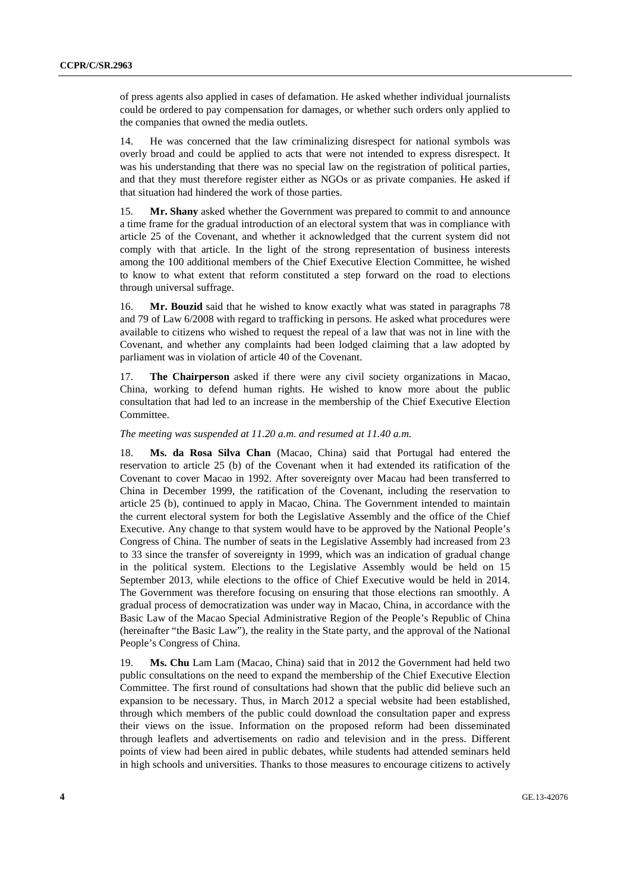of press agents also applied in cases of defamation. He asked whether individual journalists could be ordered to pay compensation for damages, or whether such orders only applied to the companies that owned the media outlets.

14. He was concerned that the law criminalizing disrespect for national symbols was overly broad and could be applied to acts that were not intended to express disrespect. It was his understanding that there was no special law on the registration of political parties, and that they must therefore register either as NGOs or as private companies. He asked if that situation had hindered the work of those parties.

15. **Mr. Shany** asked whether the Government was prepared to commit to and announce a time frame for the gradual introduction of an electoral system that was in compliance with article 25 of the Covenant, and whether it acknowledged that the current system did not comply with that article. In the light of the strong representation of business interests among the 100 additional members of the Chief Executive Election Committee, he wished to know to what extent that reform constituted a step forward on the road to elections through universal suffrage.

16. **Mr. Bouzid** said that he wished to know exactly what was stated in paragraphs 78 and 79 of Law 6/2008 with regard to trafficking in persons. He asked what procedures were available to citizens who wished to request the repeal of a law that was not in line with the Covenant, and whether any complaints had been lodged claiming that a law adopted by parliament was in violation of article 40 of the Covenant.

17. **The Chairperson** asked if there were any civil society organizations in Macao, China, working to defend human rights. He wished to know more about the public consultation that had led to an increase in the membership of the Chief Executive Election Committee.

*The meeting was suspended at 11.20 a.m. and resumed at 11.40 a.m.*

18. **Ms. da Rosa Silva Chan** (Macao, China) said that Portugal had entered the reservation to article 25 (b) of the Covenant when it had extended its ratification of the Covenant to cover Macao in 1992. After sovereignty over Macau had been transferred to China in December 1999, the ratification of the Covenant, including the reservation to article 25 (b), continued to apply in Macao, China. The Government intended to maintain the current electoral system for both the Legislative Assembly and the office of the Chief Executive. Any change to that system would have to be approved by the National People's Congress of China. The number of seats in the Legislative Assembly had increased from 23 to 33 since the transfer of sovereignty in 1999, which was an indication of gradual change in the political system. Elections to the Legislative Assembly would be held on 15 September 2013, while elections to the office of Chief Executive would be held in 2014. The Government was therefore focusing on ensuring that those elections ran smoothly. A gradual process of democratization was under way in Macao, China, in accordance with the Basic Law of the Macao Special Administrative Region of the People's Republic of China (hereinafter "the Basic Law"), the reality in the State party, and the approval of the National People's Congress of China.

19. **Ms. Chu** Lam Lam (Macao, China) said that in 2012 the Government had held two public consultations on the need to expand the membership of the Chief Executive Election Committee. The first round of consultations had shown that the public did believe such an expansion to be necessary. Thus, in March 2012 a special website had been established, through which members of the public could download the consultation paper and express their views on the issue. Information on the proposed reform had been disseminated through leaflets and advertisements on radio and television and in the press. Different points of view had been aired in public debates, while students had attended seminars held in high schools and universities. Thanks to those measures to encourage citizens to actively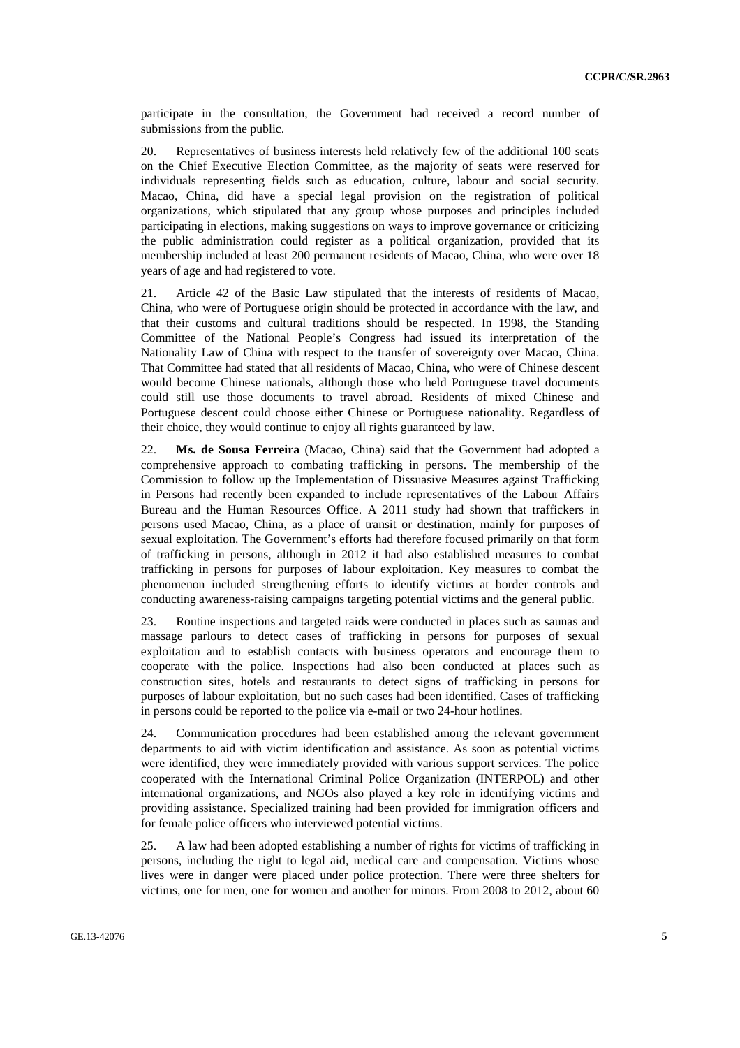participate in the consultation, the Government had received a record number of submissions from the public.

20. Representatives of business interests held relatively few of the additional 100 seats on the Chief Executive Election Committee, as the majority of seats were reserved for individuals representing fields such as education, culture, labour and social security. Macao, China, did have a special legal provision on the registration of political organizations, which stipulated that any group whose purposes and principles included participating in elections, making suggestions on ways to improve governance or criticizing the public administration could register as a political organization, provided that its membership included at least 200 permanent residents of Macao, China, who were over 18 years of age and had registered to vote.

21. Article 42 of the Basic Law stipulated that the interests of residents of Macao, China, who were of Portuguese origin should be protected in accordance with the law, and that their customs and cultural traditions should be respected. In 1998, the Standing Committee of the National People's Congress had issued its interpretation of the Nationality Law of China with respect to the transfer of sovereignty over Macao, China. That Committee had stated that all residents of Macao, China, who were of Chinese descent would become Chinese nationals, although those who held Portuguese travel documents could still use those documents to travel abroad. Residents of mixed Chinese and Portuguese descent could choose either Chinese or Portuguese nationality. Regardless of their choice, they would continue to enjoy all rights guaranteed by law.

22. **Ms. de Sousa Ferreira** (Macao, China) said that the Government had adopted a comprehensive approach to combating trafficking in persons. The membership of the Commission to follow up the Implementation of Dissuasive Measures against Trafficking in Persons had recently been expanded to include representatives of the Labour Affairs Bureau and the Human Resources Office. A 2011 study had shown that traffickers in persons used Macao, China, as a place of transit or destination, mainly for purposes of sexual exploitation. The Government's efforts had therefore focused primarily on that form of trafficking in persons, although in 2012 it had also established measures to combat trafficking in persons for purposes of labour exploitation. Key measures to combat the phenomenon included strengthening efforts to identify victims at border controls and conducting awareness-raising campaigns targeting potential victims and the general public.

23. Routine inspections and targeted raids were conducted in places such as saunas and massage parlours to detect cases of trafficking in persons for purposes of sexual exploitation and to establish contacts with business operators and encourage them to cooperate with the police. Inspections had also been conducted at places such as construction sites, hotels and restaurants to detect signs of trafficking in persons for purposes of labour exploitation, but no such cases had been identified. Cases of trafficking in persons could be reported to the police via e-mail or two 24-hour hotlines.

24. Communication procedures had been established among the relevant government departments to aid with victim identification and assistance. As soon as potential victims were identified, they were immediately provided with various support services. The police cooperated with the International Criminal Police Organization (INTERPOL) and other international organizations, and NGOs also played a key role in identifying victims and providing assistance. Specialized training had been provided for immigration officers and for female police officers who interviewed potential victims.

25. A law had been adopted establishing a number of rights for victims of trafficking in persons, including the right to legal aid, medical care and compensation. Victims whose lives were in danger were placed under police protection. There were three shelters for victims, one for men, one for women and another for minors. From 2008 to 2012, about 60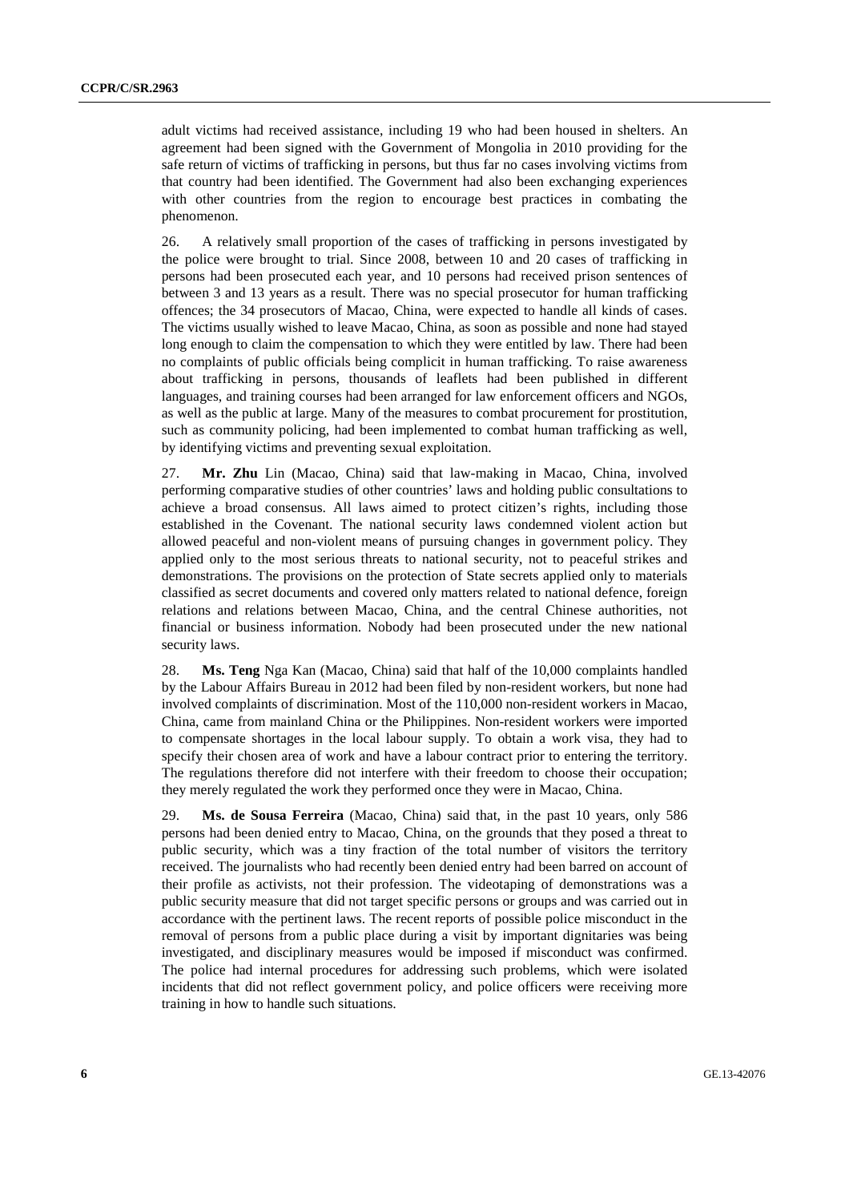adult victims had received assistance, including 19 who had been housed in shelters. An agreement had been signed with the Government of Mongolia in 2010 providing for the safe return of victims of trafficking in persons, but thus far no cases involving victims from that country had been identified. The Government had also been exchanging experiences with other countries from the region to encourage best practices in combating the phenomenon.

26. A relatively small proportion of the cases of trafficking in persons investigated by the police were brought to trial. Since 2008, between 10 and 20 cases of trafficking in persons had been prosecuted each year, and 10 persons had received prison sentences of between 3 and 13 years as a result. There was no special prosecutor for human trafficking offences; the 34 prosecutors of Macao, China, were expected to handle all kinds of cases. The victims usually wished to leave Macao, China, as soon as possible and none had stayed long enough to claim the compensation to which they were entitled by law. There had been no complaints of public officials being complicit in human trafficking. To raise awareness about trafficking in persons, thousands of leaflets had been published in different languages, and training courses had been arranged for law enforcement officers and NGOs, as well as the public at large. Many of the measures to combat procurement for prostitution, such as community policing, had been implemented to combat human trafficking as well, by identifying victims and preventing sexual exploitation.

27. **Mr. Zhu** Lin (Macao, China) said that law-making in Macao, China, involved performing comparative studies of other countries' laws and holding public consultations to achieve a broad consensus. All laws aimed to protect citizen's rights, including those established in the Covenant. The national security laws condemned violent action but allowed peaceful and non-violent means of pursuing changes in government policy. They applied only to the most serious threats to national security, not to peaceful strikes and demonstrations. The provisions on the protection of State secrets applied only to materials classified as secret documents and covered only matters related to national defence, foreign relations and relations between Macao, China, and the central Chinese authorities, not financial or business information. Nobody had been prosecuted under the new national security laws.

28. **Ms. Teng** Nga Kan (Macao, China) said that half of the 10,000 complaints handled by the Labour Affairs Bureau in 2012 had been filed by non-resident workers, but none had involved complaints of discrimination. Most of the 110,000 non-resident workers in Macao, China, came from mainland China or the Philippines. Non-resident workers were imported to compensate shortages in the local labour supply. To obtain a work visa, they had to specify their chosen area of work and have a labour contract prior to entering the territory. The regulations therefore did not interfere with their freedom to choose their occupation; they merely regulated the work they performed once they were in Macao, China.

29. **Ms. de Sousa Ferreira** (Macao, China) said that, in the past 10 years, only 586 persons had been denied entry to Macao, China, on the grounds that they posed a threat to public security, which was a tiny fraction of the total number of visitors the territory received. The journalists who had recently been denied entry had been barred on account of their profile as activists, not their profession. The videotaping of demonstrations was a public security measure that did not target specific persons or groups and was carried out in accordance with the pertinent laws. The recent reports of possible police misconduct in the removal of persons from a public place during a visit by important dignitaries was being investigated, and disciplinary measures would be imposed if misconduct was confirmed. The police had internal procedures for addressing such problems, which were isolated incidents that did not reflect government policy, and police officers were receiving more training in how to handle such situations.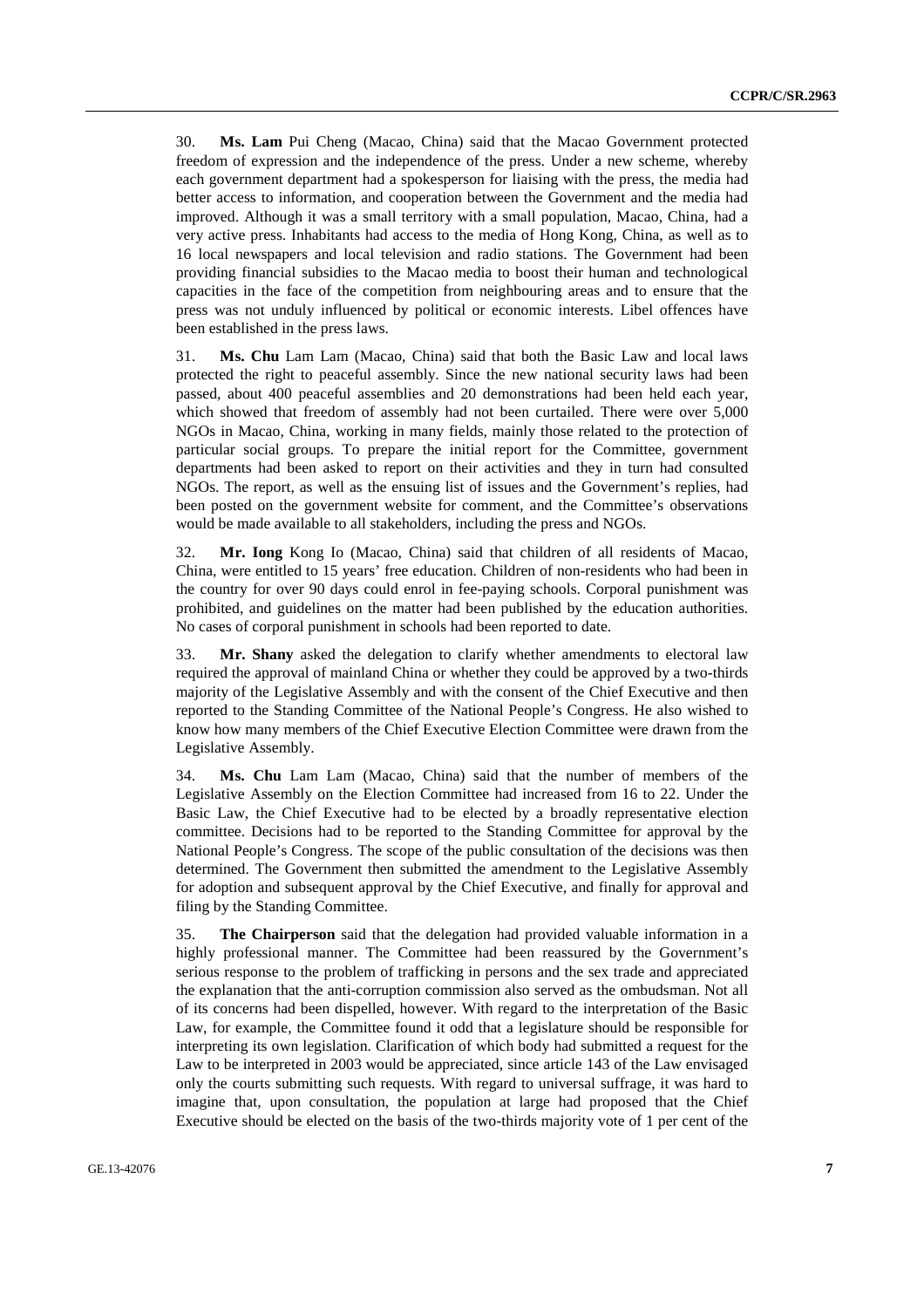30. **Ms. Lam** Pui Cheng (Macao, China) said that the Macao Government protected freedom of expression and the independence of the press. Under a new scheme, whereby each government department had a spokesperson for liaising with the press, the media had better access to information, and cooperation between the Government and the media had improved. Although it was a small territory with a small population, Macao, China, had a very active press. Inhabitants had access to the media of Hong Kong, China, as well as to 16 local newspapers and local television and radio stations. The Government had been providing financial subsidies to the Macao media to boost their human and technological capacities in the face of the competition from neighbouring areas and to ensure that the press was not unduly influenced by political or economic interests. Libel offences have been established in the press laws.

31. **Ms. Chu** Lam Lam (Macao, China) said that both the Basic Law and local laws protected the right to peaceful assembly. Since the new national security laws had been passed, about 400 peaceful assemblies and 20 demonstrations had been held each year, which showed that freedom of assembly had not been curtailed. There were over 5,000 NGOs in Macao, China, working in many fields, mainly those related to the protection of particular social groups. To prepare the initial report for the Committee, government departments had been asked to report on their activities and they in turn had consulted NGOs. The report, as well as the ensuing list of issues and the Government's replies, had been posted on the government website for comment, and the Committee's observations would be made available to all stakeholders, including the press and NGOs.

32. **Mr. Iong** Kong Io (Macao, China) said that children of all residents of Macao, China, were entitled to 15 years' free education. Children of non-residents who had been in the country for over 90 days could enrol in fee-paying schools. Corporal punishment was prohibited, and guidelines on the matter had been published by the education authorities. No cases of corporal punishment in schools had been reported to date.

33. **Mr. Shany** asked the delegation to clarify whether amendments to electoral law required the approval of mainland China or whether they could be approved by a two-thirds majority of the Legislative Assembly and with the consent of the Chief Executive and then reported to the Standing Committee of the National People's Congress. He also wished to know how many members of the Chief Executive Election Committee were drawn from the Legislative Assembly.

34. **Ms. Chu** Lam Lam (Macao, China) said that the number of members of the Legislative Assembly on the Election Committee had increased from 16 to 22. Under the Basic Law, the Chief Executive had to be elected by a broadly representative election committee. Decisions had to be reported to the Standing Committee for approval by the National People's Congress. The scope of the public consultation of the decisions was then determined. The Government then submitted the amendment to the Legislative Assembly for adoption and subsequent approval by the Chief Executive, and finally for approval and filing by the Standing Committee.

35. **The Chairperson** said that the delegation had provided valuable information in a highly professional manner. The Committee had been reassured by the Government's serious response to the problem of trafficking in persons and the sex trade and appreciated the explanation that the anti-corruption commission also served as the ombudsman. Not all of its concerns had been dispelled, however. With regard to the interpretation of the Basic Law, for example, the Committee found it odd that a legislature should be responsible for interpreting its own legislation. Clarification of which body had submitted a request for the Law to be interpreted in 2003 would be appreciated, since article 143 of the Law envisaged only the courts submitting such requests. With regard to universal suffrage, it was hard to imagine that, upon consultation, the population at large had proposed that the Chief Executive should be elected on the basis of the two-thirds majority vote of 1 per cent of the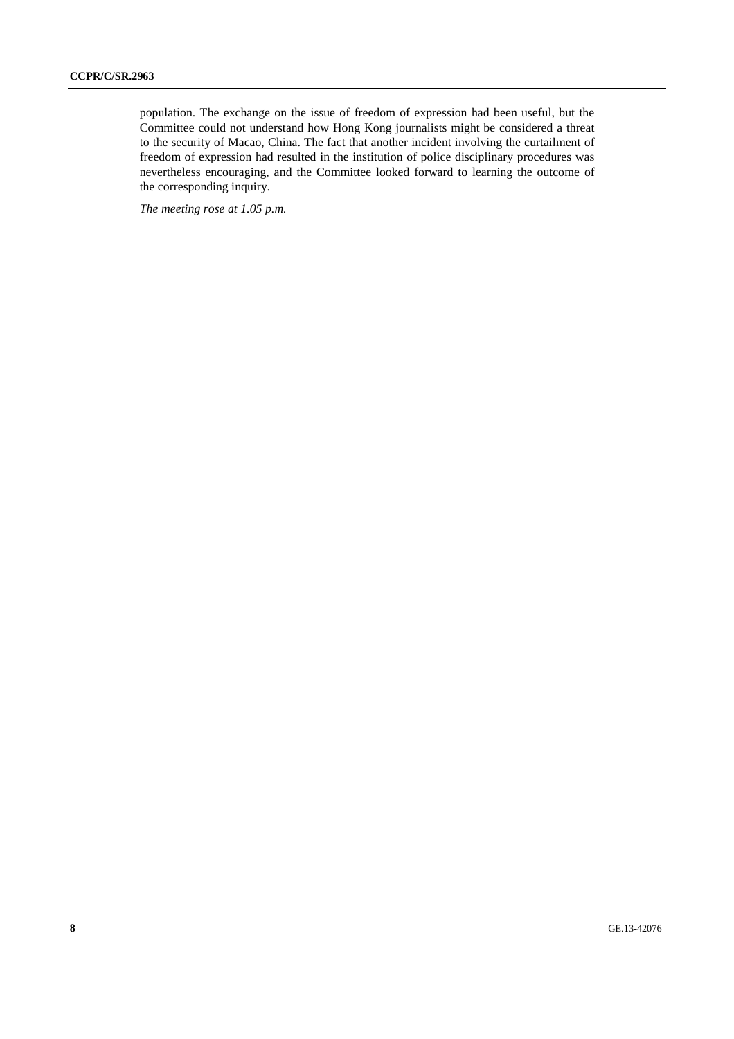population. The exchange on the issue of freedom of expression had been useful, but the Committee could not understand how Hong Kong journalists might be considered a threat to the security of Macao, China. The fact that another incident involving the curtailment of freedom of expression had resulted in the institution of police disciplinary procedures was nevertheless encouraging, and the Committee looked forward to learning the outcome of the corresponding inquiry.

*The meeting rose at 1.05 p.m.*